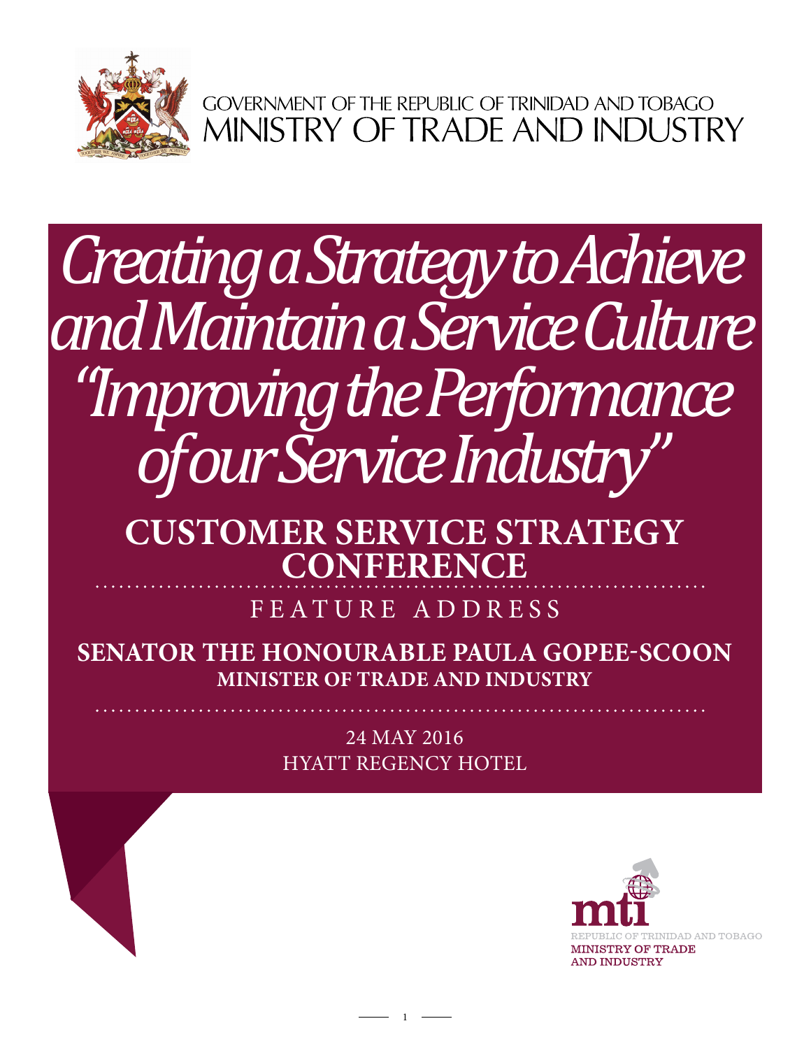GOVERNMENT OF THE REPUBLIC OF TRINIDAD AND TOBAGO
MINISTRY OF TRADE AND INDUSTRY

# *Creating a Strategy to Achieve and Maintain a Service Culture "Improving the Performance of our Service Industry"*

## CUSTOMER SERVICE STRATEGY CONFERENCE

FEATURE ADDRESS

**SENATOR THE HONOURABLE PAULA GOPEE-SCOON**
**MINISTER OF TRADE AND INDUSTRY**

24 MAY 2016
HYATT REGENCY HOTEL

mti
REPUBLIC OF TRINIDAD AND TOBAGO
MINISTRY OF TRADE AND INDUSTRY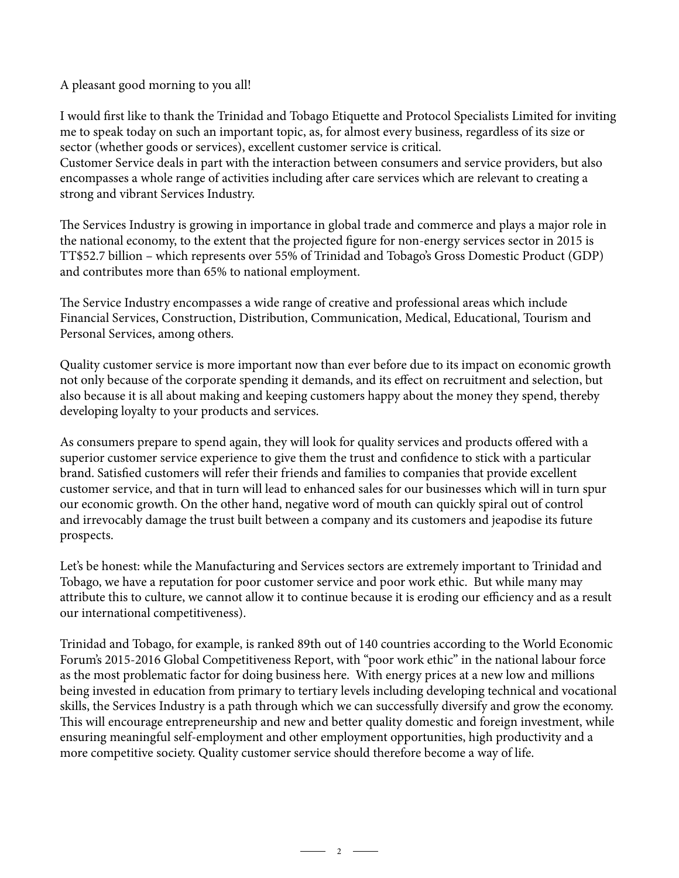A pleasant good morning to you all!

I would first like to thank the Trinidad and Tobago Etiquette and Protocol Specialists Limited for inviting me to speak today on such an important topic, as, for almost every business, regardless of its size or sector (whether goods or services), excellent customer service is critical.
Customer Service deals in part with the interaction between consumers and service providers, but also encompasses a whole range of activities including after care services which are relevant to creating a strong and vibrant Services Industry.

The Services Industry is growing in importance in global trade and commerce and plays a major role in the national economy, to the extent that the projected figure for non-energy services sector in 2015 is TT$52.7 billion – which represents over 55% of Trinidad and Tobago's Gross Domestic Product (GDP) and contributes more than 65% to national employment.

The Service Industry encompasses a wide range of creative and professional areas which include Financial Services, Construction, Distribution, Communication, Medical, Educational, Tourism and Personal Services, among others.

Quality customer service is more important now than ever before due to its impact on economic growth not only because of the corporate spending it demands, and its effect on recruitment and selection, but also because it is all about making and keeping customers happy about the money they spend, thereby developing loyalty to your products and services.

As consumers prepare to spend again, they will look for quality services and products offered with a superior customer service experience to give them the trust and confidence to stick with a particular brand. Satisfied customers will refer their friends and families to companies that provide excellent customer service, and that in turn will lead to enhanced sales for our businesses which will in turn spur our economic growth. On the other hand, negative word of mouth can quickly spiral out of control and irrevocably damage the trust built between a company and its customers and jeapodise its future prospects.

Let's be honest: while the Manufacturing and Services sectors are extremely important to Trinidad and Tobago, we have a reputation for poor customer service and poor work ethic. But while many may attribute this to culture, we cannot allow it to continue because it is eroding our efficiency and as a result our international competitiveness).

Trinidad and Tobago, for example, is ranked 89th out of 140 countries according to the World Economic Forum's 2015-2016 Global Competitiveness Report, with "poor work ethic" in the national labour force as the most problematic factor for doing business here. With energy prices at a new low and millions being invested in education from primary to tertiary levels including developing technical and vocational skills, the Services Industry is a path through which we can successfully diversify and grow the economy. This will encourage entrepreneurship and new and better quality domestic and foreign investment, while ensuring meaningful self-employment and other employment opportunities, high productivity and a more competitive society. Quality customer service should therefore become a way of life.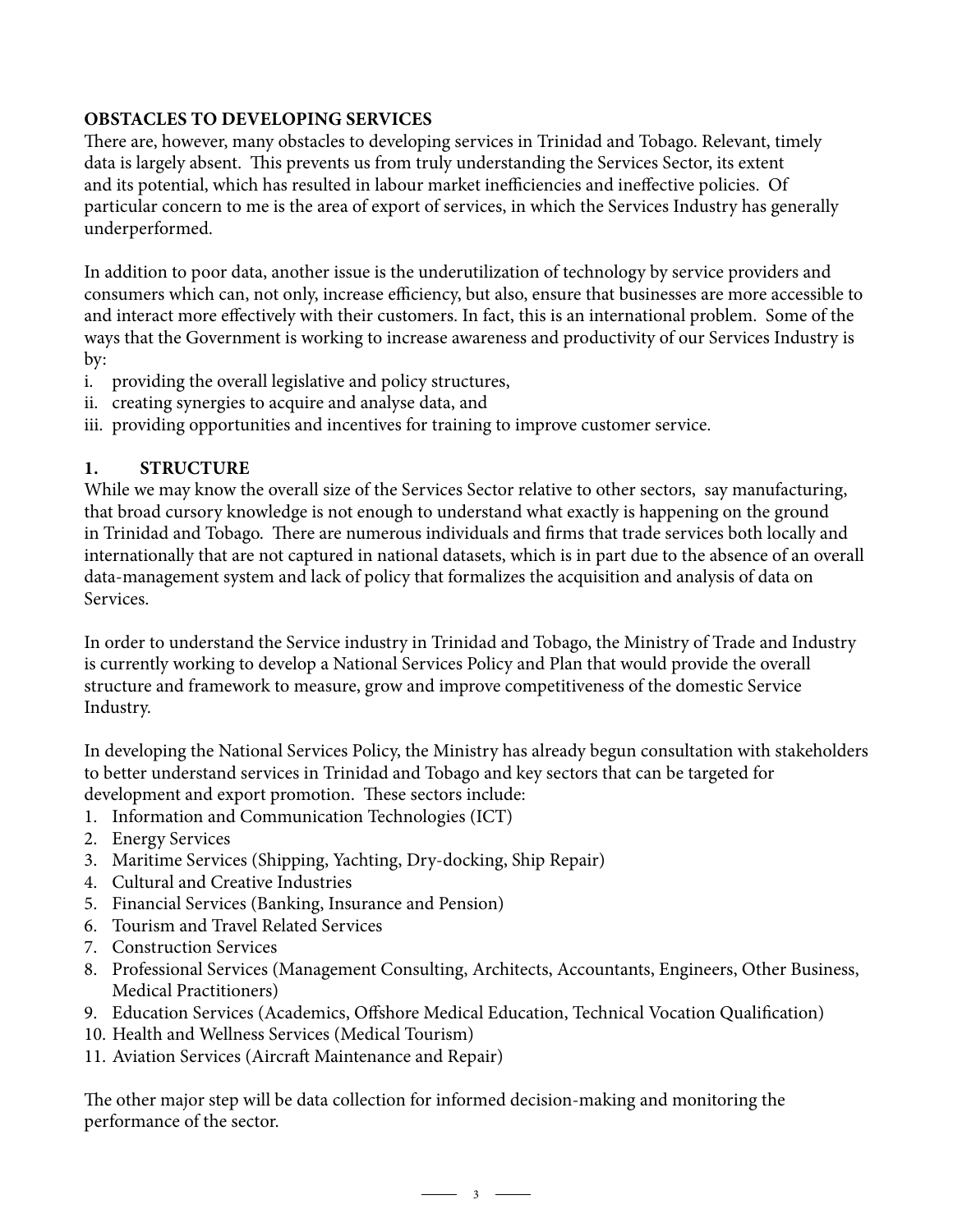## OBSTACLES TO DEVELOPING SERVICES

There are, however, many obstacles to developing services in Trinidad and Tobago. Relevant, timely data is largely absent. This prevents us from truly understanding the Services Sector, its extent and its potential, which has resulted in labour market inefficiencies and ineffective policies. Of particular concern to me is the area of export of services, in which the Services Industry has generally underperformed.

In addition to poor data, another issue is the underutilization of technology by service providers and consumers which can, not only, increase efficiency, but also, ensure that businesses are more accessible to and interact more effectively with their customers. In fact, this is an international problem. Some of the ways that the Government is working to increase awareness and productivity of our Services Industry is by:

i. providing the overall legislative and policy structures,
ii. creating synergies to acquire and analyse data, and
iii. providing opportunities and incentives for training to improve customer service.

### 1. STRUCTURE

While we may know the overall size of the Services Sector relative to other sectors, say manufacturing, that broad cursory knowledge is not enough to understand what exactly is happening on the ground in Trinidad and Tobago. There are numerous individuals and firms that trade services both locally and internationally that are not captured in national datasets, which is in part due to the absence of an overall data-management system and lack of policy that formalizes the acquisition and analysis of data on Services.

In order to understand the Service industry in Trinidad and Tobago, the Ministry of Trade and Industry is currently working to develop a National Services Policy and Plan that would provide the overall structure and framework to measure, grow and improve competitiveness of the domestic Service Industry.

In developing the National Services Policy, the Ministry has already begun consultation with stakeholders to better understand services in Trinidad and Tobago and key sectors that can be targeted for development and export promotion. These sectors include:

1. Information and Communication Technologies (ICT)
2. Energy Services
3. Maritime Services (Shipping, Yachting, Dry-docking, Ship Repair)
4. Cultural and Creative Industries
5. Financial Services (Banking, Insurance and Pension)
6. Tourism and Travel Related Services
7. Construction Services
8. Professional Services (Management Consulting, Architects, Accountants, Engineers, Other Business, Medical Practitioners)
9. Education Services (Academics, Offshore Medical Education, Technical Vocation Qualification)
10. Health and Wellness Services (Medical Tourism)
11. Aviation Services (Aircraft Maintenance and Repair)

The other major step will be data collection for informed decision-making and monitoring the performance of the sector.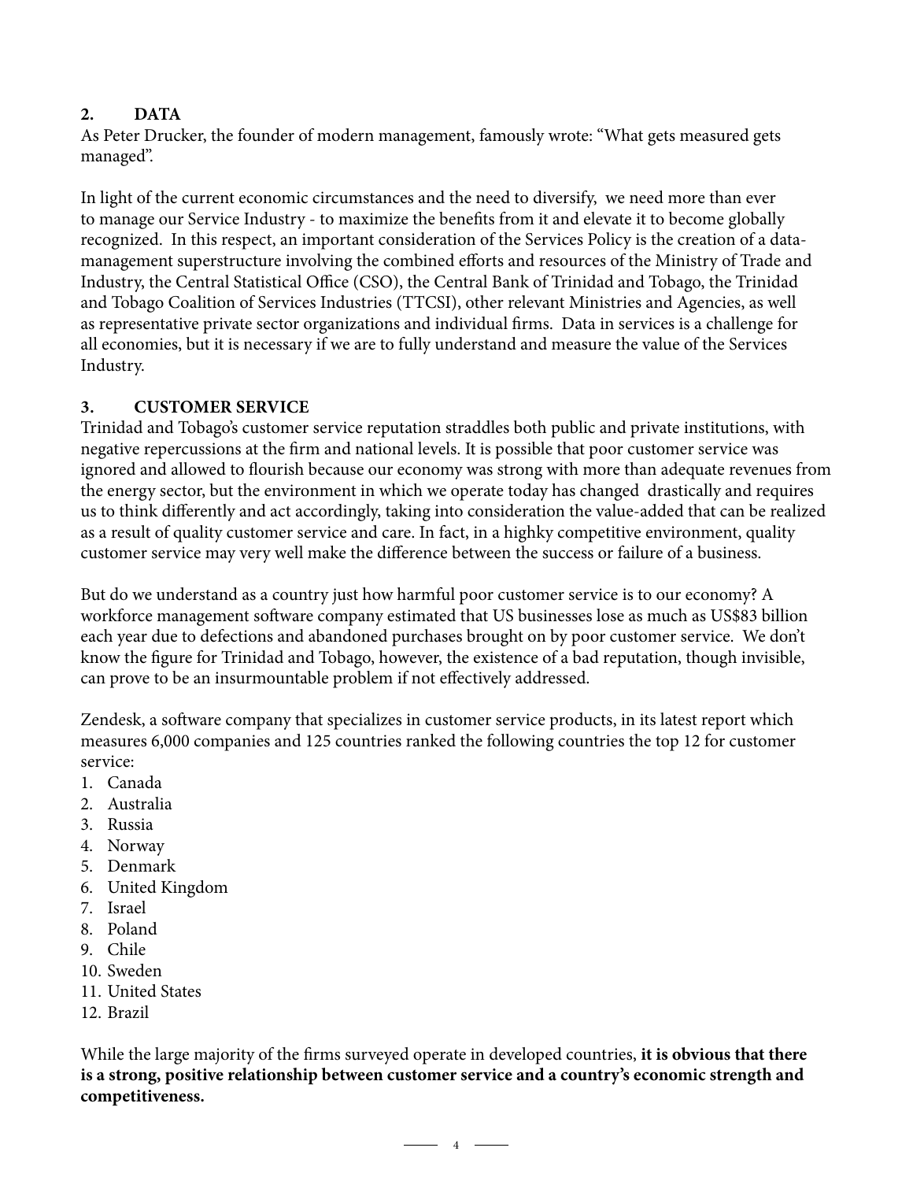## 2. DATA

As Peter Drucker, the founder of modern management, famously wrote: "What gets measured gets managed".

In light of the current economic circumstances and the need to diversify, we need more than ever to manage our Service Industry - to maximize the benefits from it and elevate it to become globally recognized. In this respect, an important consideration of the Services Policy is the creation of a data-management superstructure involving the combined efforts and resources of the Ministry of Trade and Industry, the Central Statistical Office (CSO), the Central Bank of Trinidad and Tobago, the Trinidad and Tobago Coalition of Services Industries (TTCSI), other relevant Ministries and Agencies, as well as representative private sector organizations and individual firms. Data in services is a challenge for all economies, but it is necessary if we are to fully understand and measure the value of the Services Industry.

## 3. CUSTOMER SERVICE

Trinidad and Tobago's customer service reputation straddles both public and private institutions, with negative repercussions at the firm and national levels. It is possible that poor customer service was ignored and allowed to flourish because our economy was strong with more than adequate revenues from the energy sector, but the environment in which we operate today has changed drastically and requires us to think differently and act accordingly, taking into consideration the value-added that can be realized as a result of quality customer service and care. In fact, in a highky competitive environment, quality customer service may very well make the difference between the success or failure of a business.

But do we understand as a country just how harmful poor customer service is to our economy? A workforce management software company estimated that US businesses lose as much as US$83 billion each year due to defections and abandoned purchases brought on by poor customer service. We don't know the figure for Trinidad and Tobago, however, the existence of a bad reputation, though invisible, can prove to be an insurmountable problem if not effectively addressed.

Zendesk, a software company that specializes in customer service products, in its latest report which measures 6,000 companies and 125 countries ranked the following countries the top 12 for customer service:

1. Canada
2. Australia
3. Russia
4. Norway
5. Denmark
6. United Kingdom
7. Israel
8. Poland
9. Chile
10. Sweden
11. United States
12. Brazil

While the large majority of the firms surveyed operate in developed countries, **it is obvious that there is a strong, positive relationship between customer service and a country's economic strength and competitiveness.**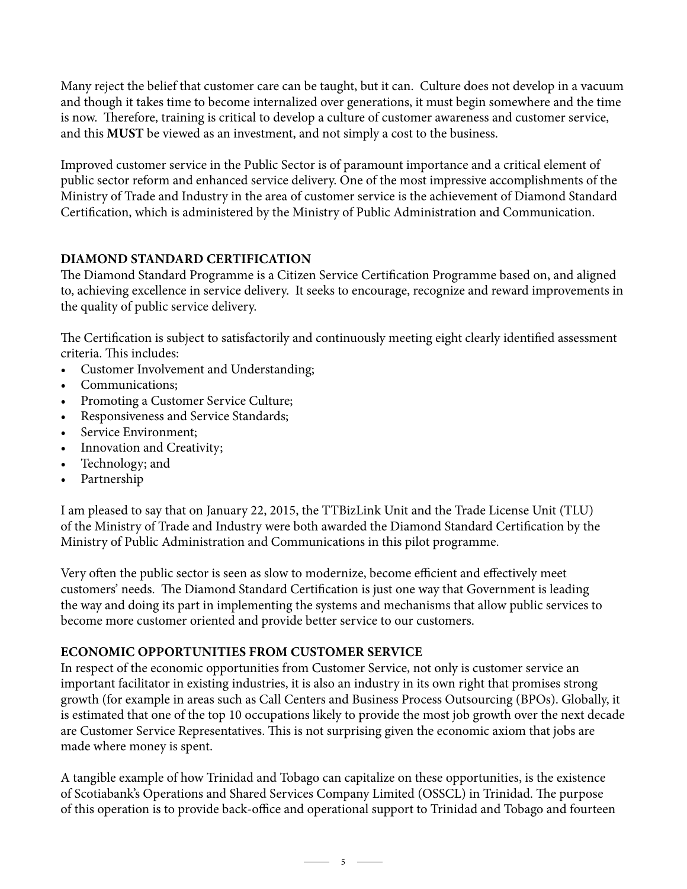Many reject the belief that customer care can be taught, but it can. Culture does not develop in a vacuum and though it takes time to become internalized over generations, it must begin somewhere and the time is now. Therefore, training is critical to develop a culture of customer awareness and customer service, and this **MUST** be viewed as an investment, and not simply a cost to the business.

Improved customer service in the Public Sector is of paramount importance and a critical element of public sector reform and enhanced service delivery. One of the most impressive accomplishments of the Ministry of Trade and Industry in the area of customer service is the achievement of Diamond Standard Certification, which is administered by the Ministry of Public Administration and Communication.

**DIAMOND STANDARD CERTIFICATION**

The Diamond Standard Programme is a Citizen Service Certification Programme based on, and aligned to, achieving excellence in service delivery. It seeks to encourage, recognize and reward improvements in the quality of public service delivery.

The Certification is subject to satisfactorily and continuously meeting eight clearly identified assessment criteria. This includes:

- Customer Involvement and Understanding;
- Communications;
- Promoting a Customer Service Culture;
- Responsiveness and Service Standards;
- Service Environment;
- Innovation and Creativity;
- Technology; and
- Partnership

I am pleased to say that on January 22, 2015, the TTBizLink Unit and the Trade License Unit (TLU) of the Ministry of Trade and Industry were both awarded the Diamond Standard Certification by the Ministry of Public Administration and Communications in this pilot programme.

Very often the public sector is seen as slow to modernize, become efficient and effectively meet customers' needs. The Diamond Standard Certification is just one way that Government is leading the way and doing its part in implementing the systems and mechanisms that allow public services to become more customer oriented and provide better service to our customers.

**ECONOMIC OPPORTUNITIES FROM CUSTOMER SERVICE**

In respect of the economic opportunities from Customer Service, not only is customer service an important facilitator in existing industries, it is also an industry in its own right that promises strong growth (for example in areas such as Call Centers and Business Process Outsourcing (BPOs). Globally, it is estimated that one of the top 10 occupations likely to provide the most job growth over the next decade are Customer Service Representatives. This is not surprising given the economic axiom that jobs are made where money is spent.

A tangible example of how Trinidad and Tobago can capitalize on these opportunities, is the existence of Scotiabank's Operations and Shared Services Company Limited (OSSCL) in Trinidad. The purpose of this operation is to provide back-office and operational support to Trinidad and Tobago and fourteen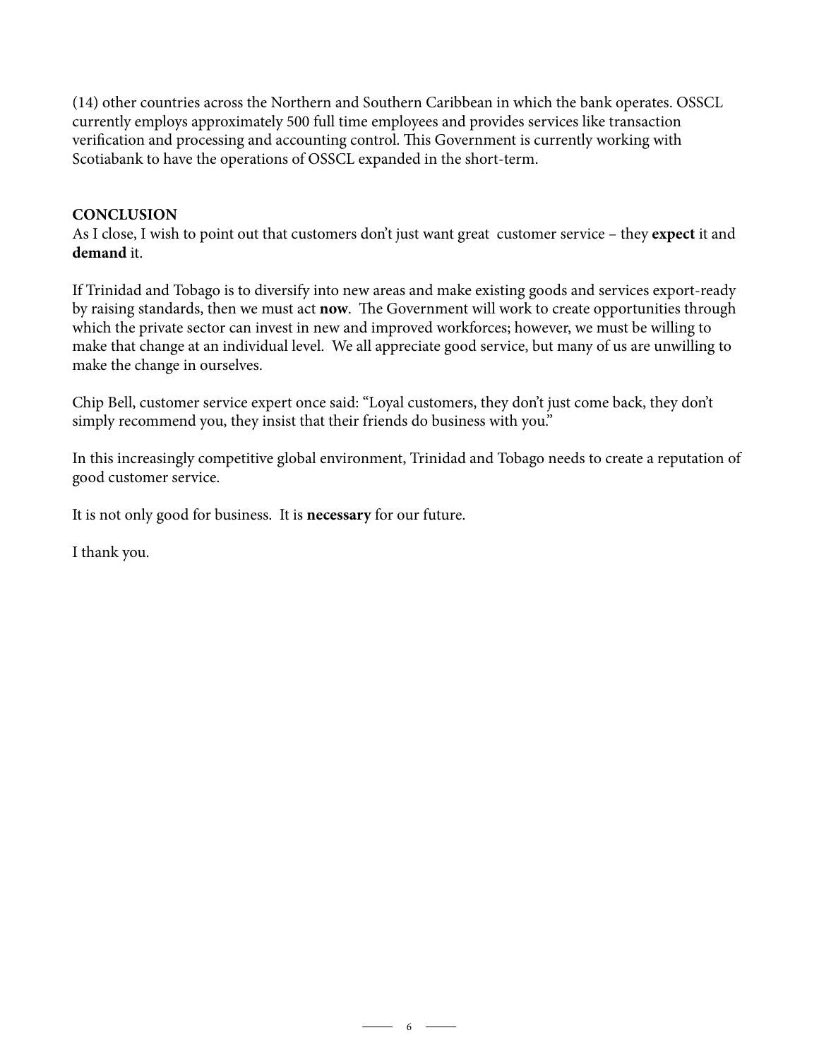(14) other countries across the Northern and Southern Caribbean in which the bank operates. OSSCL currently employs approximately 500 full time employees and provides services like transaction verification and processing and accounting control. This Government is currently working with Scotiabank to have the operations of OSSCL expanded in the short-term.

**CONCLUSION**

As I close, I wish to point out that customers don't just want great customer service – they **expect** it and **demand** it.

If Trinidad and Tobago is to diversify into new areas and make existing goods and services export-ready by raising standards, then we must act **now**. The Government will work to create opportunities through which the private sector can invest in new and improved workforces; however, we must be willing to make that change at an individual level. We all appreciate good service, but many of us are unwilling to make the change in ourselves.

Chip Bell, customer service expert once said: "Loyal customers, they don't just come back, they don't simply recommend you, they insist that their friends do business with you."

In this increasingly competitive global environment, Trinidad and Tobago needs to create a reputation of good customer service.

It is not only good for business. It is **necessary** for our future.

I thank you.